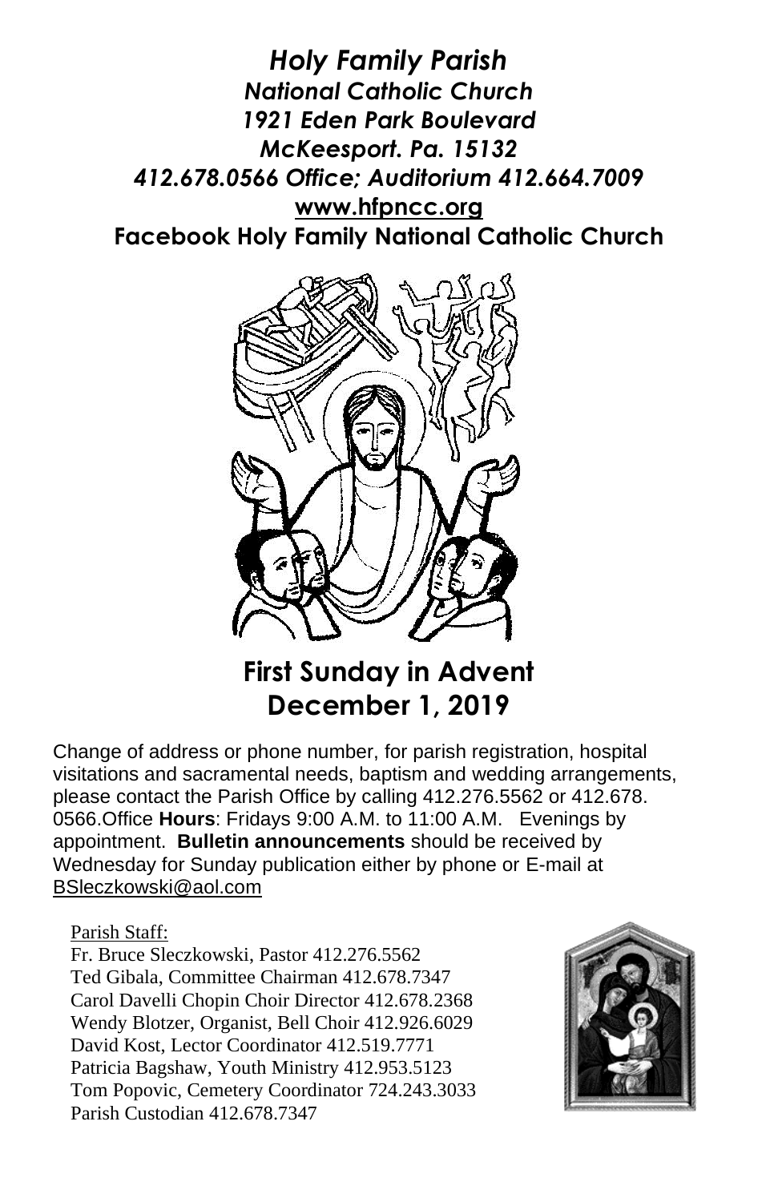# *Holy Family Parish*

***National Catholic Church***
***1921 Eden Park Boulevard***
***McKeesport. Pa. 15132***
***412.678.0566 Office; Auditorium 412.664.7009***
**www.hfpncc.org**
**Facebook Holy Family National Catholic Church**

## First Sunday in Advent
## December 1, 2019

Change of address or phone number, for parish registration, hospital visitations and sacramental needs, baptism and wedding arrangements, please contact the Parish Office by calling 412.276.5562 or 412.678. 0566.Office **Hours**: Fridays 9:00 A.M. to 11:00 A.M. Evenings by appointment. **Bulletin announcements** should be received by Wednesday for Sunday publication either by phone or E-mail at BSleczkowski@aol.com

Parish Staff:
Fr. Bruce Sleczkowski, Pastor 412.276.5562
Ted Gibala, Committee Chairman 412.678.7347
Carol Davelli Chopin Choir Director 412.678.2368
Wendy Blotzer, Organist, Bell Choir 412.926.6029
David Kost, Lector Coordinator 412.519.7771
Patricia Bagshaw, Youth Ministry 412.953.5123
Tom Popovic, Cemetery Coordinator 724.243.3033
Parish Custodian 412.678.7347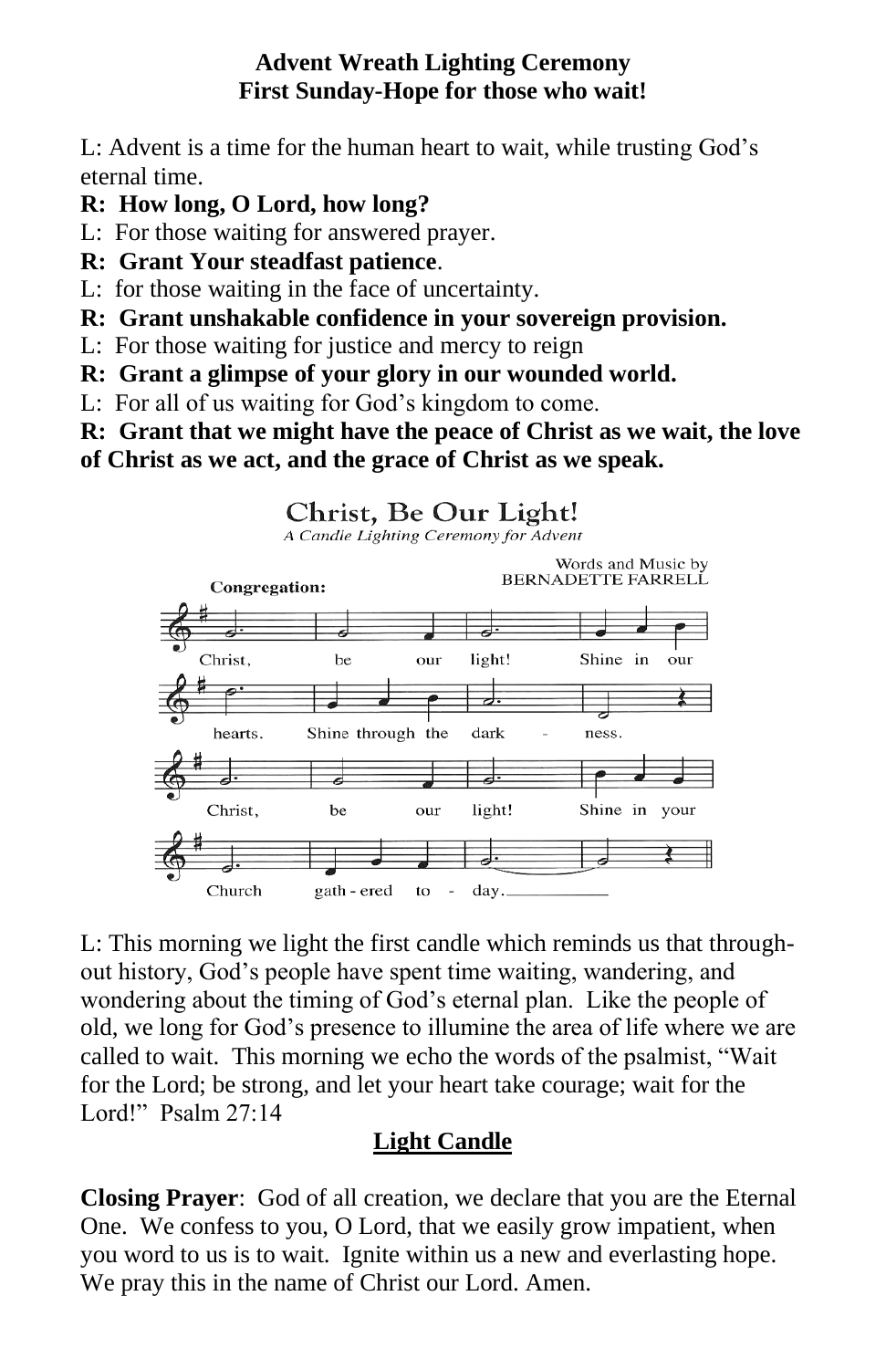**Advent Wreath Lighting Ceremony**
**First Sunday-Hope for those who wait!**

L: Advent is a time for the human heart to wait, while trusting God's eternal time.

**R: How long, O Lord, how long?**

L: For those waiting for answered prayer.

**R: Grant Your steadfast patience**.

L: for those waiting in the face of uncertainty.

**R: Grant unshakable confidence in your sovereign provision.**

L: For those waiting for justice and mercy to reign

**R: Grant a glimpse of your glory in our wounded world.**

L: For all of us waiting for God's kingdom to come.

**R: Grant that we might have the peace of Christ as we wait, the love of Christ as we act, and the grace of Christ as we speak.**

## Christ, Be Our Light!

*A Candle Lighting Ceremony for Advent*

Words and Music by BERNADETTE FARRELL

**Congregation:**

Christ, be our light! Shine in our hearts. Shine through the dark - ness.
Christ, be our light! Shine in your Church gath - ered to - day.

L: This morning we light the first candle which reminds us that through-out history, God's people have spent time waiting, wandering, and wondering about the timing of God's eternal plan. Like the people of old, we long for God's presence to illumine the area of life where we are called to wait. This morning we echo the words of the psalmist, "Wait for the Lord; be strong, and let your heart take courage; wait for the Lord!" Psalm 27:14

**Light Candle**

**Closing Prayer**: God of all creation, we declare that you are the Eternal One. We confess to you, O Lord, that we easily grow impatient, when you word to us is to wait. Ignite within us a new and everlasting hope. We pray this in the name of Christ our Lord. Amen.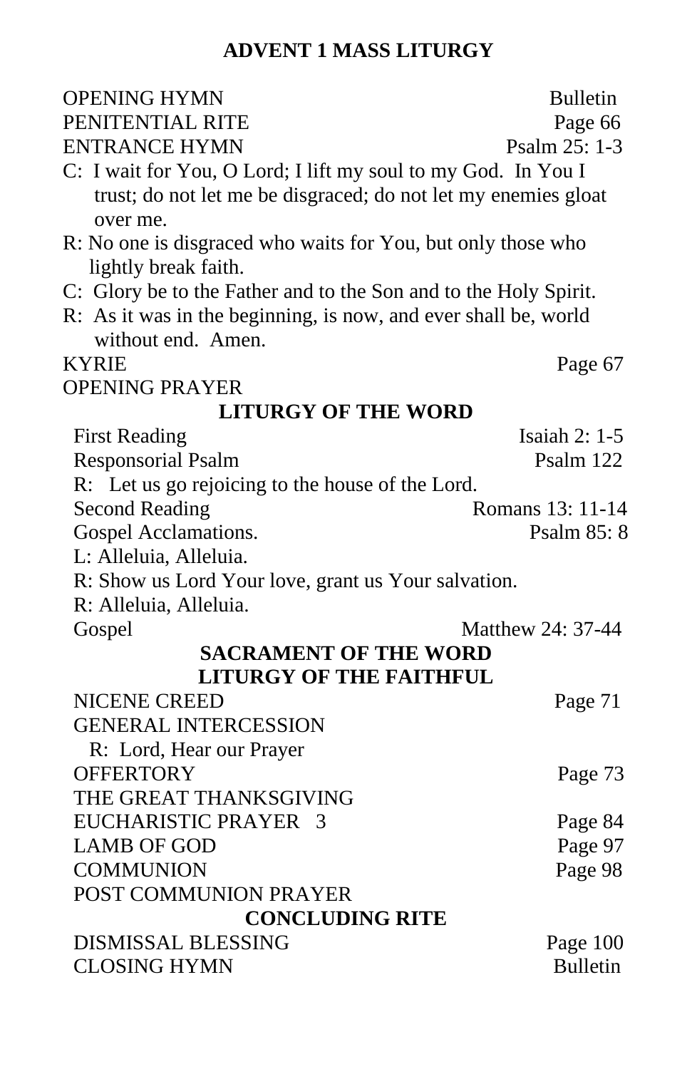# ADVENT 1 MASS LITURGY

OPENING HYMN — Bulletin
PENITENTIAL RITE — Page 66
ENTRANCE HYMN — Psalm 25: 1-3

C: I wait for You, O Lord; I lift my soul to my God. In You I trust; do not let me be disgraced; do not let my enemies gloat over me.

R: No one is disgraced who waits for You, but only those who lightly break faith.

C: Glory be to the Father and to the Son and to the Holy Spirit.

R: As it was in the beginning, is now, and ever shall be, world without end. Amen.

KYRIE — Page 67
OPENING PRAYER

## LITURGY OF THE WORD

First Reading — Isaiah 2: 1-5
Responsorial Psalm — Psalm 122

R: Let us go rejoicing to the house of the Lord.

Second Reading — Romans 13: 11-14
Gospel Acclamations. — Psalm 85: 8

L: Alleluia, Alleluia.
R: Show us Lord Your love, grant us Your salvation.
R: Alleluia, Alleluia.

Gospel — Matthew 24: 37-44

## SACRAMENT OF THE WORD

## LITURGY OF THE FAITHFUL

NICENE CREED — Page 71
GENERAL INTERCESSION

R: Lord, Hear our Prayer

OFFERTORY — Page 73
THE GREAT THANKSGIVING
EUCHARISTIC PRAYER 3 — Page 84
LAMB OF GOD — Page 97
COMMUNION — Page 98
POST COMMUNION PRAYER

## CONCLUDING RITE

DISMISSAL BLESSING — Page 100
CLOSING HYMN — Bulletin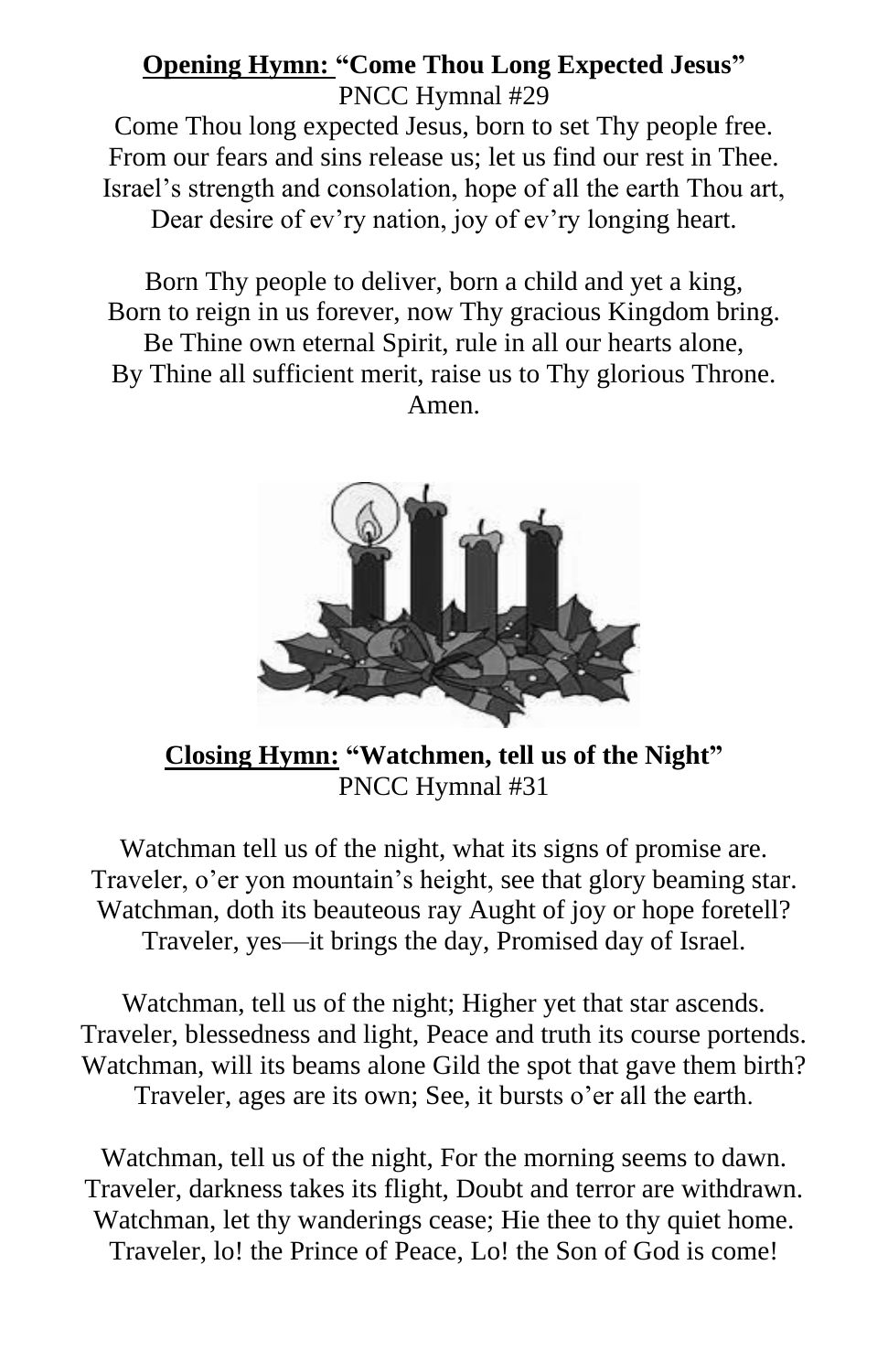**Opening Hymn: "Come Thou Long Expected Jesus"**
PNCC Hymnal #29

Come Thou long expected Jesus, born to set Thy people free.
From our fears and sins release us; let us find our rest in Thee.
Israel's strength and consolation, hope of all the earth Thou art,
Dear desire of ev'ry nation, joy of ev'ry longing heart.

Born Thy people to deliver, born a child and yet a king,
Born to reign in us forever, now Thy gracious Kingdom bring.
Be Thine own eternal Spirit, rule in all our hearts alone,
By Thine all sufficient merit, raise us to Thy glorious Throne.
Amen.

**Closing Hymn: "Watchmen, tell us of the Night"**
PNCC Hymnal #31

Watchman tell us of the night, what its signs of promise are.
Traveler, o'er yon mountain's height, see that glory beaming star.
Watchman, doth its beauteous ray Aught of joy or hope foretell?
Traveler, yes—it brings the day, Promised day of Israel.

Watchman, tell us of the night; Higher yet that star ascends.
Traveler, blessedness and light, Peace and truth its course portends.
Watchman, will its beams alone Gild the spot that gave them birth?
Traveler, ages are its own; See, it bursts o'er all the earth.

Watchman, tell us of the night, For the morning seems to dawn.
Traveler, darkness takes its flight, Doubt and terror are withdrawn.
Watchman, let thy wanderings cease; Hie thee to thy quiet home.
Traveler, lo! the Prince of Peace, Lo! the Son of God is come!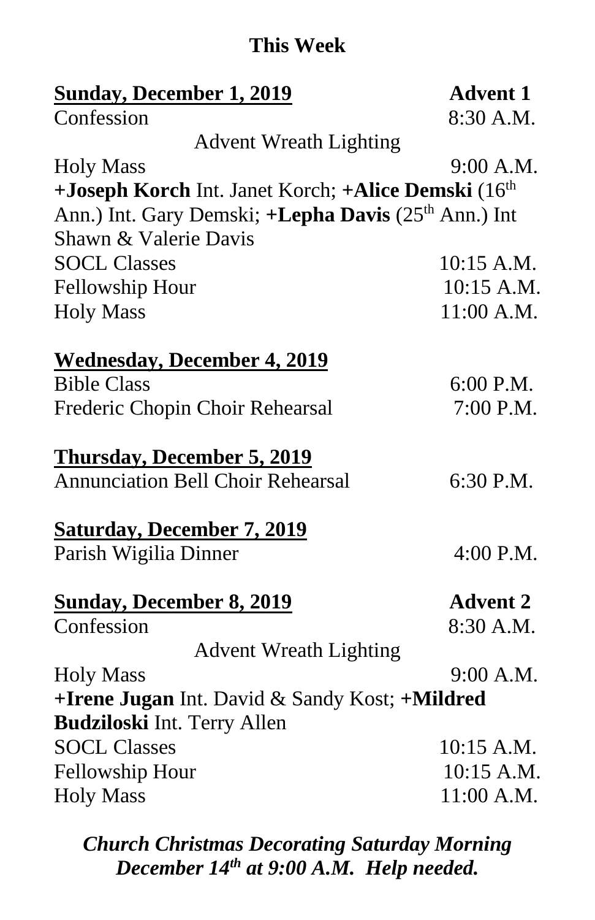# This Week

**Sunday, December 1, 2019** — **Advent 1**

Confession 8:30 A.M.

Advent Wreath Lighting

Holy Mass 9:00 A.M.

**+Joseph Korch** Int. Janet Korch; **+Alice Demski** (16th Ann.) Int. Gary Demski; **+Lepha Davis** (25th Ann.) Int Shawn & Valerie Davis

SOCL Classes 10:15 A.M.

Fellowship Hour 10:15 A.M.

Holy Mass 11:00 A.M.

**Wednesday, December 4, 2019**

Bible Class 6:00 P.M.

Frederic Chopin Choir Rehearsal 7:00 P.M.

**Thursday, December 5, 2019**

Annunciation Bell Choir Rehearsal 6:30 P.M.

**Saturday, December 7, 2019**

Parish Wigilia Dinner 4:00 P.M.

**Sunday, December 8, 2019** — **Advent 2**

Confession 8:30 A.M.

Advent Wreath Lighting

Holy Mass 9:00 A.M.

**+Irene Jugan** Int. David & Sandy Kost; **+Mildred Budziloski** Int. Terry Allen

SOCL Classes 10:15 A.M.

Fellowship Hour 10:15 A.M.

Holy Mass 11:00 A.M.

***Church Christmas Decorating Saturday Morning December 14th at 9:00 A.M. Help needed.***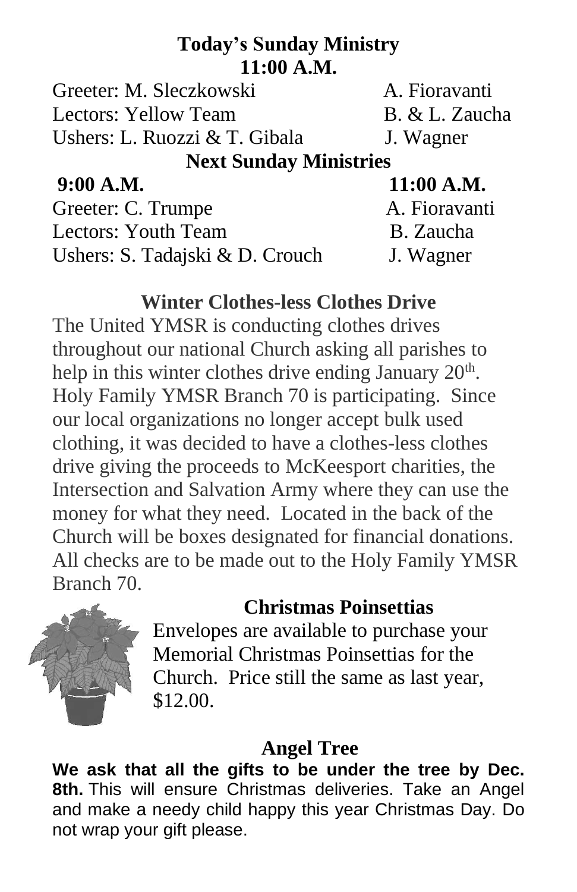## Today's Sunday Ministry

**11:00 A.M.**

| | |
|---|---|
| Greeter: M. Sleczkowski | A. Fioravanti |
| Lectors: Yellow Team | B. & L. Zaucha |
| Ushers: L. Ruozzi & T. Gibala | J. Wagner |

## Next Sunday Ministries

| 9:00 A.M. | 11:00 A.M. |
|---|---|
| Greeter: C. Trumpe | A. Fioravanti |
| Lectors: Youth Team | B. Zaucha |
| Ushers: S. Tadajski & D. Crouch | J. Wagner |

## Winter Clothes-less Clothes Drive

The United YMSR is conducting clothes drives throughout our national Church asking all parishes to help in this winter clothes drive ending January 20th. Holy Family YMSR Branch 70 is participating. Since our local organizations no longer accept bulk used clothing, it was decided to have a clothes-less clothes drive giving the proceeds to McKeesport charities, the Intersection and Salvation Army where they can use the money for what they need. Located in the back of the Church will be boxes designated for financial donations. All checks are to be made out to the Holy Family YMSR Branch 70.

## Christmas Poinsettias

Envelopes are available to purchase your Memorial Christmas Poinsettias for the Church. Price still the same as last year, $12.00.

## Angel Tree

**We ask that all the gifts to be under the tree by Dec. 8th.** This will ensure Christmas deliveries. Take an Angel and make a needy child happy this year Christmas Day. Do not wrap your gift please.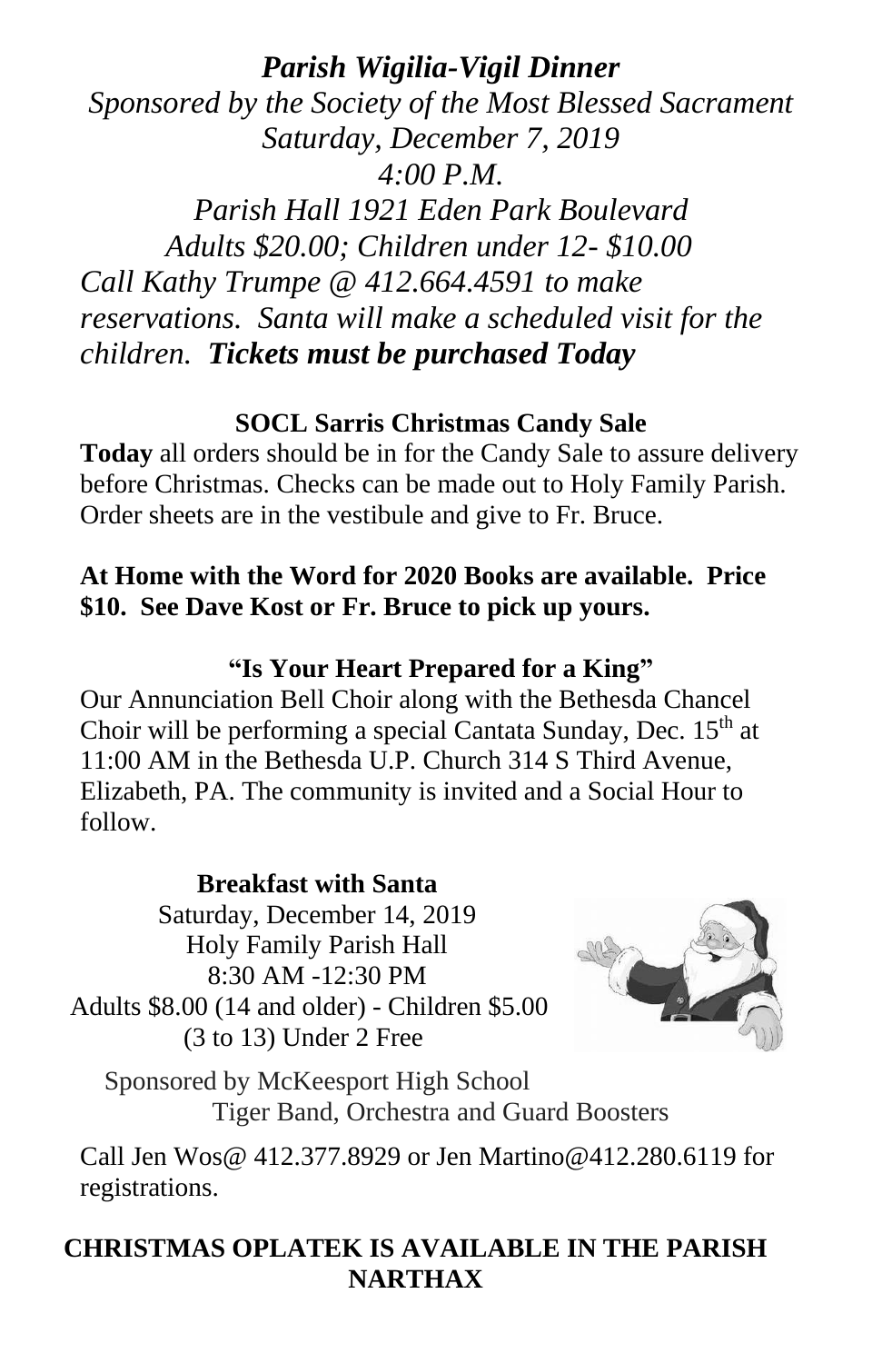***Parish Wigilia-Vigil Dinner***

*Sponsored by the Society of the Most Blessed Sacrament*
*Saturday, December 7, 2019*
*4:00 P.M.*
*Parish Hall 1921 Eden Park Boulevard*
*Adults $20.00; Children under 12- $10.00*
*Call Kathy Trumpe @ 412.664.4591 to make reservations. Santa will make a scheduled visit for the children.* ***Tickets must be purchased Today***

**SOCL Sarris Christmas Candy Sale**

**Today** all orders should be in for the Candy Sale to assure delivery before Christmas. Checks can be made out to Holy Family Parish. Order sheets are in the vestibule and give to Fr. Bruce.

**At Home with the Word for 2020 Books are available. Price $10. See Dave Kost or Fr. Bruce to pick up yours.**

**"Is Your Heart Prepared for a King"**

Our Annunciation Bell Choir along with the Bethesda Chancel Choir will be performing a special Cantata Sunday, Dec. 15th at 11:00 AM in the Bethesda U.P. Church 314 S Third Avenue, Elizabeth, PA. The community is invited and a Social Hour to follow.

**Breakfast with Santa**

Saturday, December 14, 2019
Holy Family Parish Hall
8:30 AM -12:30 PM
Adults $8.00 (14 and older) - Children $5.00 (3 to 13) Under 2 Free

Sponsored by McKeesport High School Tiger Band, Orchestra and Guard Boosters

Call Jen Wos@ 412.377.8929 or Jen Martino@412.280.6119 for registrations.

**CHRISTMAS OPLATEK IS AVAILABLE IN THE PARISH NARTHAX**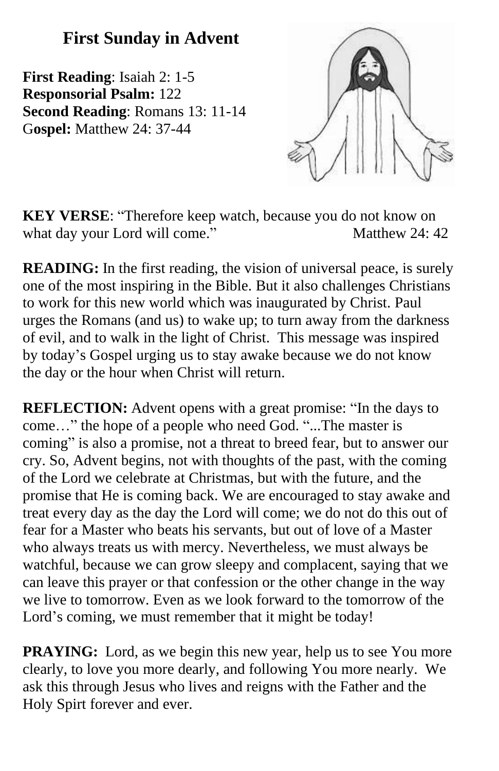# First Sunday in Advent

**First Reading**: Isaiah 2: 1-5
**Responsorial Psalm:** 122
**Second Reading**: Romans 13: 11-14
G**ospel:** Matthew 24: 37-44

**KEY VERSE**: "Therefore keep watch, because you do not know on what day your Lord will come." Matthew 24: 42

**READING:** In the first reading, the vision of universal peace, is surely one of the most inspiring in the Bible. But it also challenges Christians to work for this new world which was inaugurated by Christ. Paul urges the Romans (and us) to wake up; to turn away from the darkness of evil, and to walk in the light of Christ. This message was inspired by today's Gospel urging us to stay awake because we do not know the day or the hour when Christ will return.

**REFLECTION:** Advent opens with a great promise: "In the days to come…" the hope of a people who need God. "...The master is coming" is also a promise, not a threat to breed fear, but to answer our cry. So, Advent begins, not with thoughts of the past, with the coming of the Lord we celebrate at Christmas, but with the future, and the promise that He is coming back. We are encouraged to stay awake and treat every day as the day the Lord will come; we do not do this out of fear for a Master who beats his servants, but out of love of a Master who always treats us with mercy. Nevertheless, we must always be watchful, because we can grow sleepy and complacent, saying that we can leave this prayer or that confession or the other change in the way we live to tomorrow. Even as we look forward to the tomorrow of the Lord's coming, we must remember that it might be today!

**PRAYING:** Lord, as we begin this new year, help us to see You more clearly, to love you more dearly, and following You more nearly. We ask this through Jesus who lives and reigns with the Father and the Holy Spirt forever and ever.